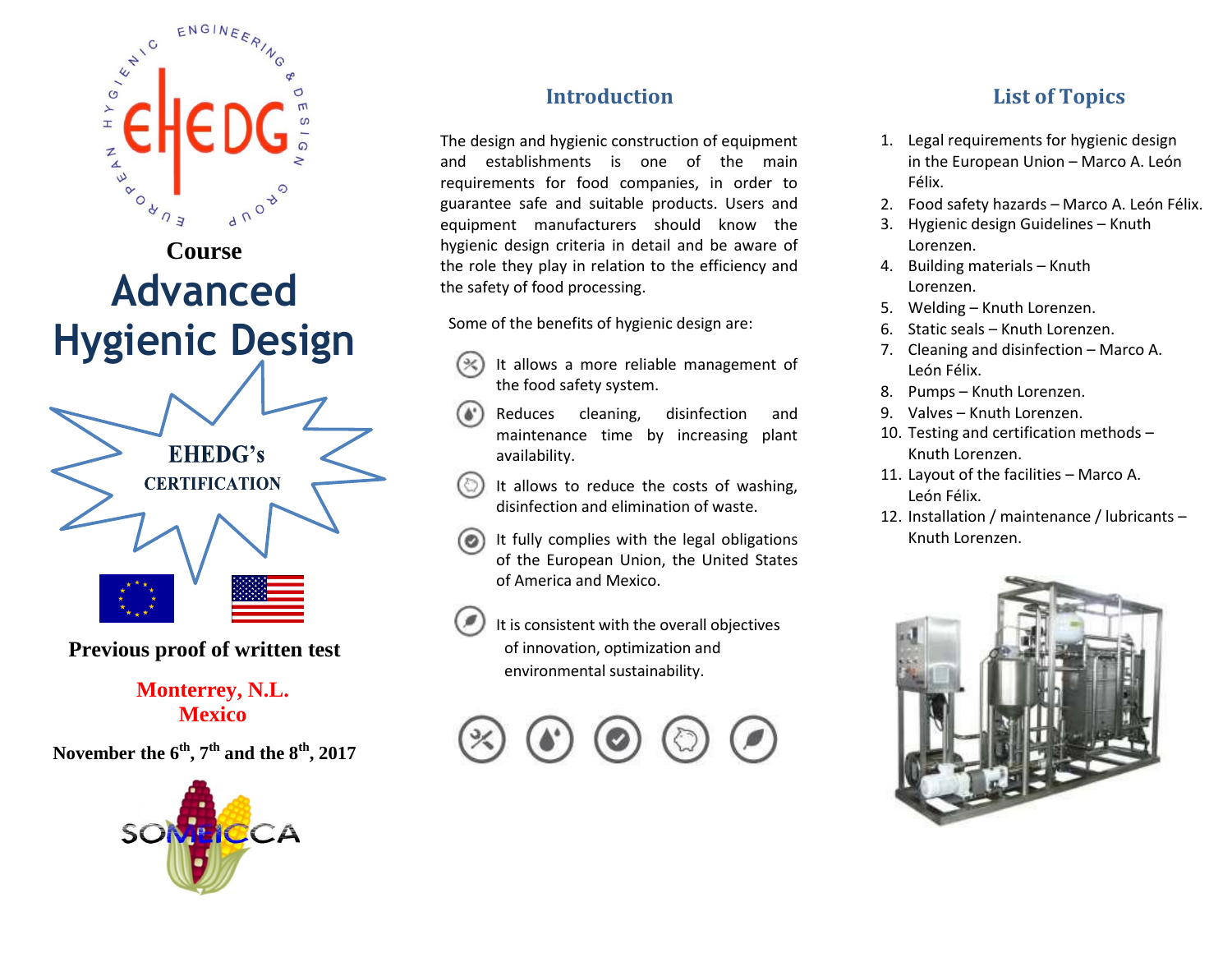EUROPEAN HYGIENIC ENGINEERING & DESIGN GROUP

EHEDG

Course

# Advanced Hygienic Design

EHEDG's CERTIFICATION

**Previous proof of written test**

**Monterrey, N.L. Mexico**

**November the 6th, 7th and the 8th, 2017**

SOMEICCA

## Introduction

The design and hygienic construction of equipment and establishments is one of the main requirements for food companies, in order to guarantee safe and suitable products. Users and equipment manufacturers should know the hygienic design criteria in detail and be aware of the role they play in relation to the efficiency and the safety of food processing.

Some of the benefits of hygienic design are:

- It allows a more reliable management of the food safety system.
- Reduces cleaning, disinfection and maintenance time by increasing plant availability.
- It allows to reduce the costs of washing, disinfection and elimination of waste.
- It fully complies with the legal obligations of the European Union, the United States of America and Mexico.
- It is consistent with the overall objectives of innovation, optimization and environmental sustainability.

## List of Topics

1. Legal requirements for hygienic design in the European Union – Marco A. León Félix.
2. Food safety hazards – Marco A. León Félix.
3. Hygienic design Guidelines – Knuth Lorenzen.
4. Building materials – Knuth Lorenzen.
5. Welding – Knuth Lorenzen.
6. Static seals – Knuth Lorenzen.
7. Cleaning and disinfection – Marco A. León Félix.
8. Pumps – Knuth Lorenzen.
9. Valves – Knuth Lorenzen.
10. Testing and certification methods – Knuth Lorenzen.
11. Layout of the facilities – Marco A. León Félix.
12. Installation / maintenance / lubricants – Knuth Lorenzen.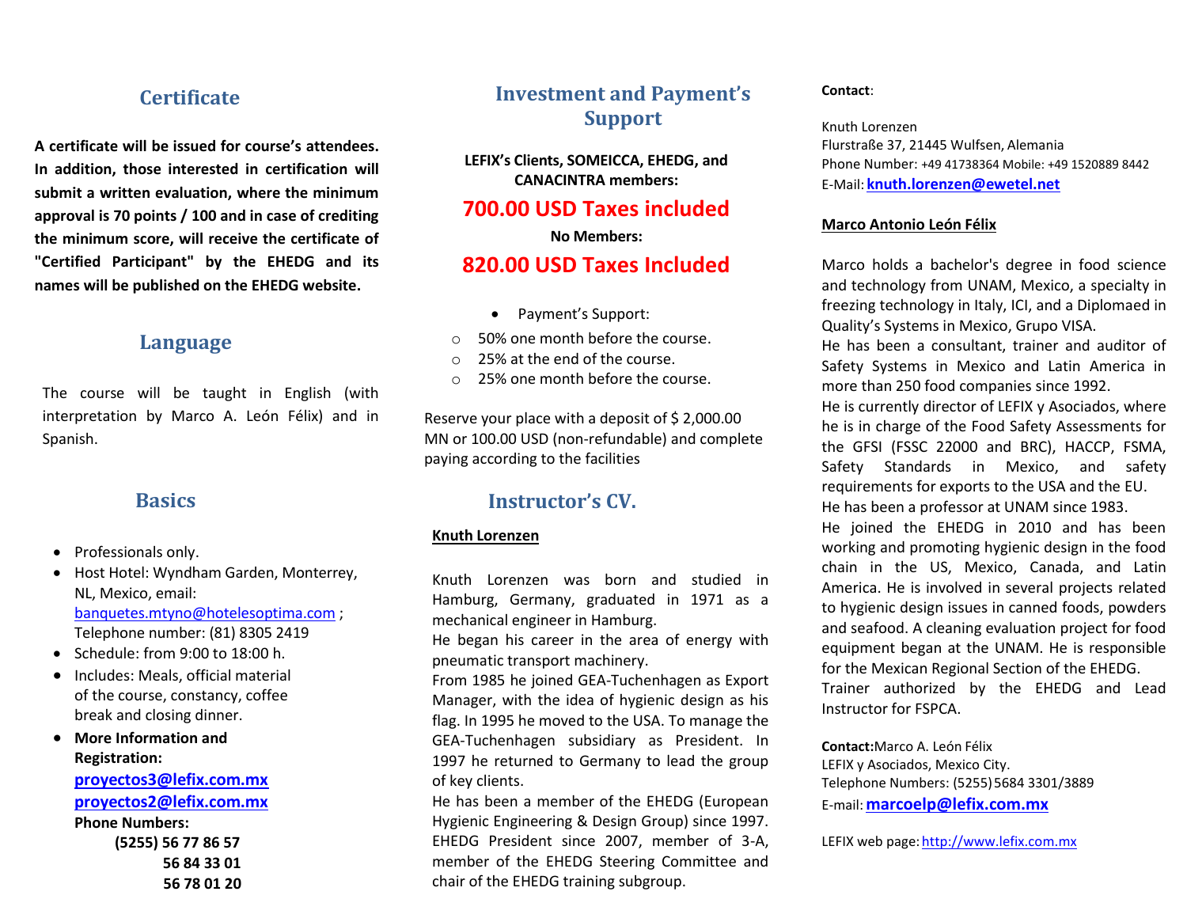## Certificate

**A certificate will be issued for course's attendees. In addition, those interested in certification will submit a written evaluation, where the minimum approval is 70 points / 100 and in case of crediting the minimum score, will receive the certificate of "Certified Participant" by the EHEDG and its names will be published on the EHEDG website.**

## Language

The course will be taught in English (with interpretation by Marco A. León Félix) and in Spanish.

## Basics

- Professionals only.
- Host Hotel: Wyndham Garden, Monterrey, NL, Mexico, email: banquetes.mtyno@hotelesoptima.com ; Telephone number: (81) 8305 2419
- Schedule: from 9:00 to 18:00 h.
- Includes: Meals, official material of the course, constancy, coffee break and closing dinner.
- **More Information and Registration:**
  **proyectos3@lefix.com.mx**
  **proyectos2@lefix.com.mx**
  **Phone Numbers:**
  **(5255) 56 77 86 57**
  **56 84 33 01**
  **56 78 01 20**

## Investment and Payment's Support

**LEFIX's Clients, SOMEICCA, EHEDG, and CANACINTRA members:**

**700.00 USD Taxes included**

**No Members:**

**820.00 USD Taxes Included**

- Payment's Support:
  - 50% one month before the course.
  - 25% at the end of the course.
  - 25% one month before the course.

Reserve your place with a deposit of $ 2,000.00 MN or 100.00 USD (non-refundable) and complete paying according to the facilities

## Instructor's CV.

**Knuth Lorenzen**

Knuth Lorenzen was born and studied in Hamburg, Germany, graduated in 1971 as a mechanical engineer in Hamburg.

He began his career in the area of energy with pneumatic transport machinery.

From 1985 he joined GEA-Tuchenhagen as Export Manager, with the idea of hygienic design as his flag. In 1995 he moved to the USA. To manage the GEA-Tuchenhagen subsidiary as President. In 1997 he returned to Germany to lead the group of key clients.

He has been a member of the EHEDG (European Hygienic Engineering & Design Group) since 1997. EHEDG President since 2007, member of 3-A, member of the EHEDG Steering Committee and chair of the EHEDG training subgroup.

**Contact**:

Knuth Lorenzen
Flurstraße 37, 21445 Wulfsen, Alemania
Phone Number: +49 41738364 Mobile: +49 1520889 8442
E-Mail: **knuth.lorenzen@ewetel.net**

**Marco Antonio León Félix**

Marco holds a bachelor's degree in food science and technology from UNAM, Mexico, a specialty in freezing technology in Italy, ICI, and a Diplomaed in Quality's Systems in Mexico, Grupo VISA.

He has been a consultant, trainer and auditor of Safety Systems in Mexico and Latin America in more than 250 food companies since 1992.

He is currently director of LEFIX y Asociados, where he is in charge of the Food Safety Assessments for the GFSI (FSSC 22000 and BRC), HACCP, FSMA, Safety Standards in Mexico, and safety requirements for exports to the USA and the EU.

He has been a professor at UNAM since 1983.

He joined the EHEDG in 2010 and has been working and promoting hygienic design in the food chain in the US, Mexico, Canada, and Latin America. He is involved in several projects related to hygienic design issues in canned foods, powders and seafood. A cleaning evaluation project for food equipment began at the UNAM. He is responsible for the Mexican Regional Section of the EHEDG.

Trainer authorized by the EHEDG and Lead Instructor for FSPCA.

**Contact:** Marco A. León Félix
LEFIX y Asociados, Mexico City.
Telephone Numbers: (5255) 5684 3301/3889
E-mail: **marcoelp@lefix.com.mx**

LEFIX web page: http://www.lefix.com.mx